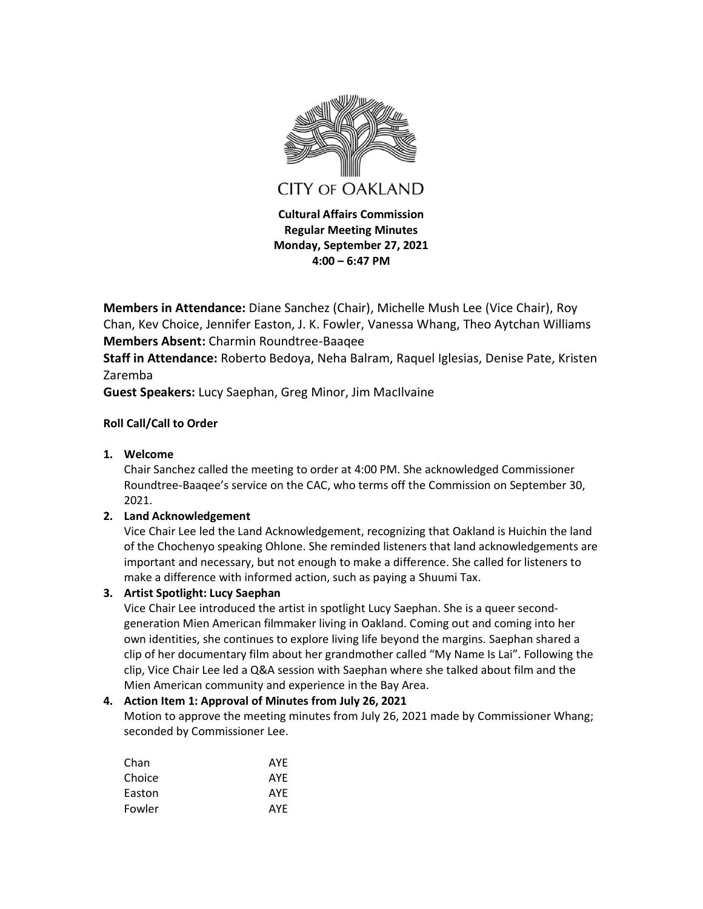CITY OF OAKLAND

**Cultural Affairs Commission**
**Regular Meeting Minutes**
**Monday, September 27, 2021**
**4:00 – 6:47 PM**

**Members in Attendance:** Diane Sanchez (Chair), Michelle Mush Lee (Vice Chair), Roy Chan, Kev Choice, Jennifer Easton, J. K. Fowler, Vanessa Whang, Theo Aytchan Williams
**Members Absent:** Charmin Roundtree-Baaqee
**Staff in Attendance:** Roberto Bedoya, Neha Balram, Raquel Iglesias, Denise Pate, Kristen Zaremba
**Guest Speakers:** Lucy Saephan, Greg Minor, Jim MacIlvaine

**Roll Call/Call to Order**

1. **Welcome**
   Chair Sanchez called the meeting to order at 4:00 PM. She acknowledged Commissioner Roundtree-Baaqee's service on the CAC, who terms off the Commission on September 30, 2021.
2. **Land Acknowledgement**
   Vice Chair Lee led the Land Acknowledgement, recognizing that Oakland is Huichin the land of the Chochenyo speaking Ohlone. She reminded listeners that land acknowledgements are important and necessary, but not enough to make a difference. She called for listeners to make a difference with informed action, such as paying a Shuumi Tax.
3. **Artist Spotlight: Lucy Saephan**
   Vice Chair Lee introduced the artist in spotlight Lucy Saephan. She is a queer second-generation Mien American filmmaker living in Oakland. Coming out and coming into her own identities, she continues to explore living life beyond the margins. Saephan shared a clip of her documentary film about her grandmother called "My Name Is Lai". Following the clip, Vice Chair Lee led a Q&A session with Saephan where she talked about film and the Mien American community and experience in the Bay Area.
4. **Action Item 1: Approval of Minutes from July 26, 2021**
   Motion to approve the meeting minutes from July 26, 2021 made by Commissioner Whang; seconded by Commissioner Lee.

| | |
|---|---|
| Chan | AYE |
| Choice | AYE |
| Easton | AYE |
| Fowler | AYE |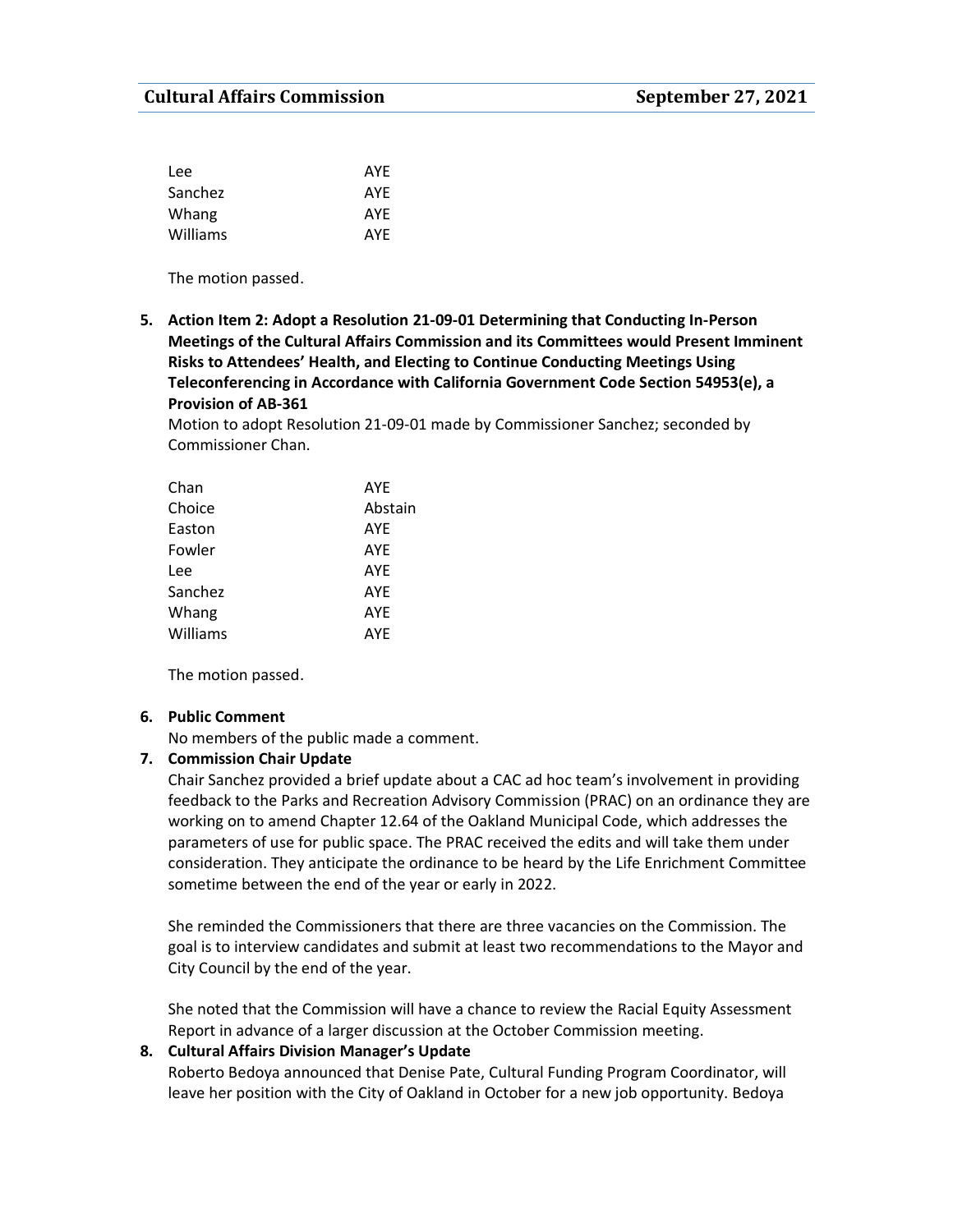| | |
|---|---|
| Lee | AYE |
| Sanchez | AYE |
| Whang | AYE |
| Williams | AYE |

The motion passed.

5. **Action Item 2: Adopt a Resolution 21-09-01 Determining that Conducting In-Person Meetings of the Cultural Affairs Commission and its Committees would Present Imminent Risks to Attendees' Health, and Electing to Continue Conducting Meetings Using Teleconferencing in Accordance with California Government Code Section 54953(e), a Provision of AB-361**

   Motion to adopt Resolution 21-09-01 made by Commissioner Sanchez; seconded by Commissioner Chan.

| | |
|---|---|
| Chan | AYE |
| Choice | Abstain |
| Easton | AYE |
| Fowler | AYE |
| Lee | AYE |
| Sanchez | AYE |
| Whang | AYE |
| Williams | AYE |

   The motion passed.

6. **Public Comment**

   No members of the public made a comment.

7. **Commission Chair Update**

   Chair Sanchez provided a brief update about a CAC ad hoc team's involvement in providing feedback to the Parks and Recreation Advisory Commission (PRAC) on an ordinance they are working on to amend Chapter 12.64 of the Oakland Municipal Code, which addresses the parameters of use for public space. The PRAC received the edits and will take them under consideration. They anticipate the ordinance to be heard by the Life Enrichment Committee sometime between the end of the year or early in 2022.

   She reminded the Commissioners that there are three vacancies on the Commission. The goal is to interview candidates and submit at least two recommendations to the Mayor and City Council by the end of the year.

   She noted that the Commission will have a chance to review the Racial Equity Assessment Report in advance of a larger discussion at the October Commission meeting.

8. **Cultural Affairs Division Manager's Update**

   Roberto Bedoya announced that Denise Pate, Cultural Funding Program Coordinator, will leave her position with the City of Oakland in October for a new job opportunity. Bedoya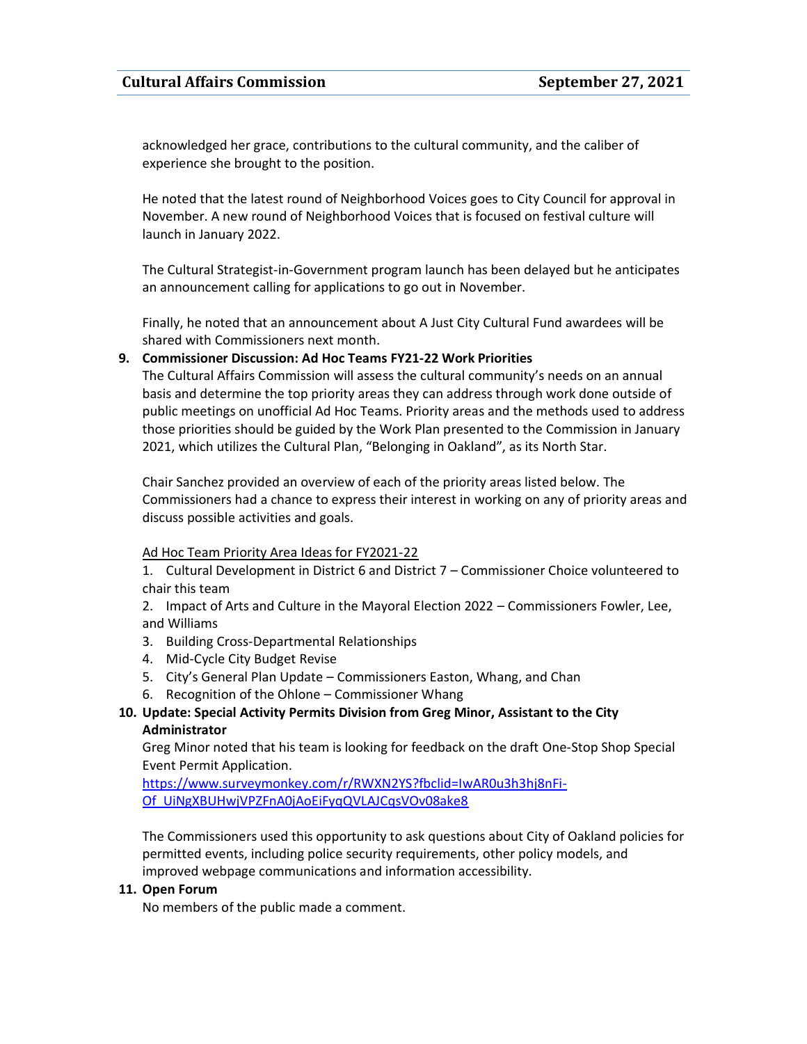acknowledged her grace, contributions to the cultural community, and the caliber of experience she brought to the position.

He noted that the latest round of Neighborhood Voices goes to City Council for approval in November. A new round of Neighborhood Voices that is focused on festival culture will launch in January 2022.

The Cultural Strategist-in-Government program launch has been delayed but he anticipates an announcement calling for applications to go out in November.

Finally, he noted that an announcement about A Just City Cultural Fund awardees will be shared with Commissioners next month.

**9. Commissioner Discussion: Ad Hoc Teams FY21-22 Work Priorities**

The Cultural Affairs Commission will assess the cultural community's needs on an annual basis and determine the top priority areas they can address through work done outside of public meetings on unofficial Ad Hoc Teams. Priority areas and the methods used to address those priorities should be guided by the Work Plan presented to the Commission in January 2021, which utilizes the Cultural Plan, "Belonging in Oakland", as its North Star.

Chair Sanchez provided an overview of each of the priority areas listed below. The Commissioners had a chance to express their interest in working on any of priority areas and discuss possible activities and goals.

<u>Ad Hoc Team Priority Area Ideas for FY2021-22</u>

1. Cultural Development in District 6 and District 7 – Commissioner Choice volunteered to chair this team
2. Impact of Arts and Culture in the Mayoral Election 2022 – Commissioners Fowler, Lee, and Williams
3. Building Cross-Departmental Relationships
4. Mid-Cycle City Budget Revise
5. City's General Plan Update – Commissioners Easton, Whang, and Chan
6. Recognition of the Ohlone – Commissioner Whang

**10. Update: Special Activity Permits Division from Greg Minor, Assistant to the City Administrator**

Greg Minor noted that his team is looking for feedback on the draft One-Stop Shop Special Event Permit Application.
[https://www.surveymonkey.com/r/RWXN2YS?fbclid=IwAR0u3h3hj8nFi-Of_UiNgXBUHwjVPZFnA0jAoEiFyqQVLAJCqsVOv08ake8](https://www.surveymonkey.com/r/RWXN2YS?fbclid=IwAR0u3h3hj8nFi-Of_UiNgXBUHwjVPZFnA0jAoEiFyqQVLAJCqsVOv08ake8)

The Commissioners used this opportunity to ask questions about City of Oakland policies for permitted events, including police security requirements, other policy models, and improved webpage communications and information accessibility.

**11. Open Forum**

No members of the public made a comment.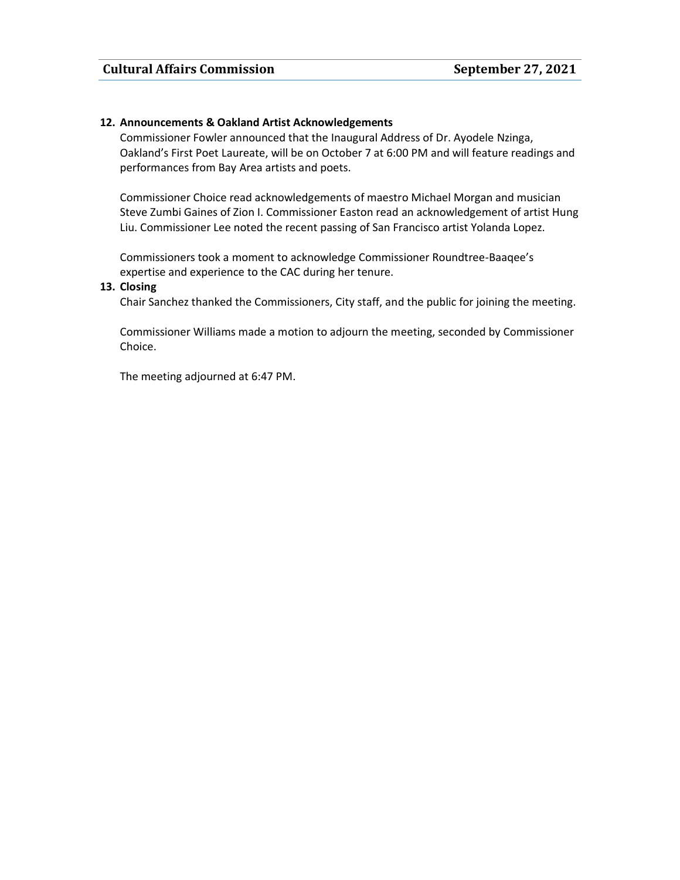**12. Announcements & Oakland Artist Acknowledgements**

Commissioner Fowler announced that the Inaugural Address of Dr. Ayodele Nzinga, Oakland's First Poet Laureate, will be on October 7 at 6:00 PM and will feature readings and performances from Bay Area artists and poets.

Commissioner Choice read acknowledgements of maestro Michael Morgan and musician Steve Zumbi Gaines of Zion I. Commissioner Easton read an acknowledgement of artist Hung Liu. Commissioner Lee noted the recent passing of San Francisco artist Yolanda Lopez.

Commissioners took a moment to acknowledge Commissioner Roundtree-Baaqee's expertise and experience to the CAC during her tenure.

**13. Closing**

Chair Sanchez thanked the Commissioners, City staff, and the public for joining the meeting.

Commissioner Williams made a motion to adjourn the meeting, seconded by Commissioner Choice.

The meeting adjourned at 6:47 PM.